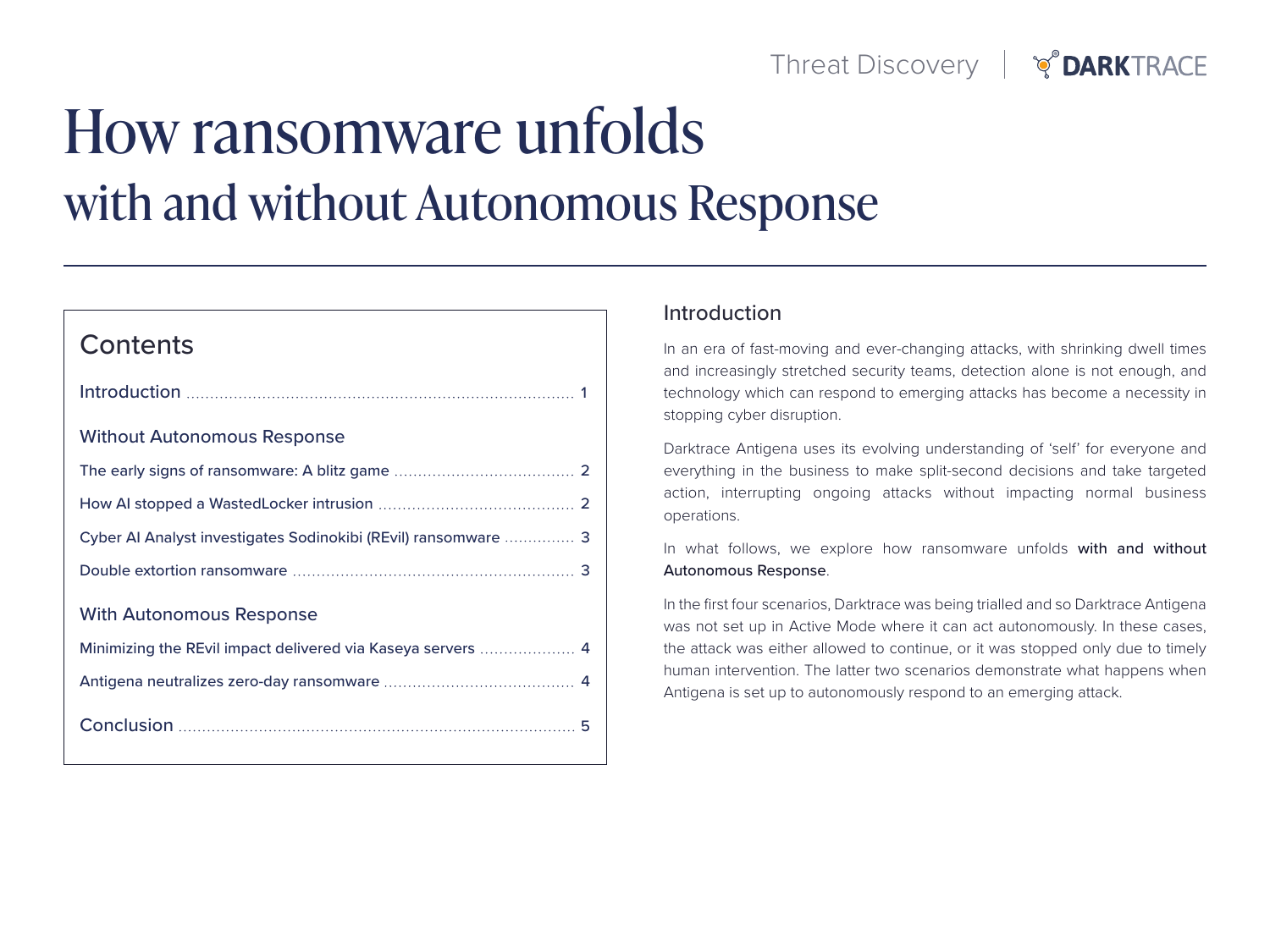# How ransomware unfolds with and without Autonomous Response

## Contents

Introduction ........ 1

**Without Autonomous Response**

- The early signs of ransomware: A blitz game ........ 2
- How AI stopped a WastedLocker intrusion ........ 2
- Cyber AI Analyst investigates Sodinokibi (REvil) ransomware ........ 3
- Double extortion ransomware ........ 3

**With Autonomous Response**

- Minimizing the REvil impact delivered via Kaseya servers ........ 4
- Antigena neutralizes zero-day ransomware ........ 4

Conclusion ........ 5

## Introduction

In an era of fast-moving and ever-changing attacks, with shrinking dwell times and increasingly stretched security teams, detection alone is not enough, and technology which can respond to emerging attacks has become a necessity in stopping cyber disruption.

Darktrace Antigena uses its evolving understanding of 'self' for everyone and everything in the business to make split-second decisions and take targeted action, interrupting ongoing attacks without impacting normal business operations.

In what follows, we explore how ransomware unfolds with and without Autonomous Response.

In the first four scenarios, Darktrace was being trialled and so Darktrace Antigena was not set up in Active Mode where it can act autonomously. In these cases, the attack was either allowed to continue, or it was stopped only due to timely human intervention. The latter two scenarios demonstrate what happens when Antigena is set up to autonomously respond to an emerging attack.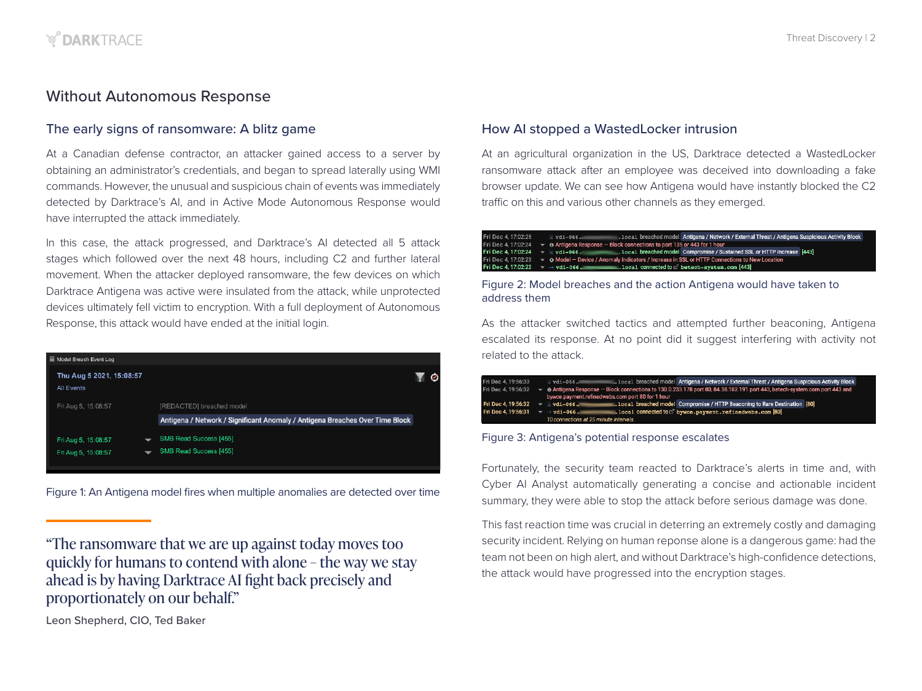## Without Autonomous Response

### The early signs of ransomware: A blitz game

At a Canadian defense contractor, an attacker gained access to a server by obtaining an administrator's credentials, and began to spread laterally using WMI commands. However, the unusual and suspicious chain of events was immediately detected by Darktrace's AI, and in Active Mode Autonomous Response would have interrupted the attack immediately.

In this case, the attack progressed, and Darktrace's AI detected all 5 attack stages which followed over the next 48 hours, including C2 and further lateral movement. When the attacker deployed ransomware, the few devices on which Darktrace Antigena was active were insulated from the attack, while unprotected devices ultimately fell victim to encryption. With a full deployment of Autonomous Response, this attack would have ended at the initial login.

Figure 1: An Antigena model fires when multiple anomalies are detected over time

> "The ransomware that we are up against today moves too quickly for humans to contend with alone – the way we stay ahead is by having Darktrace AI fight back precisely and proportionately on our behalf."
>
> Leon Shepherd, CIO, Ted Baker

### How AI stopped a WastedLocker intrusion

At an agricultural organization in the US, Darktrace detected a WastedLocker ransomware attack after an employee was deceived into downloading a fake browser update. We can see how Antigena would have instantly blocked the C2 traffic on this and various other channels as they emerged.

Figure 2: Model breaches and the action Antigena would have taken to address them

As the attacker switched tactics and attempted further beaconing, Antigena escalated its response. At no point did it suggest interfering with activity not related to the attack.

Figure 3: Antigena's potential response escalates

Fortunately, the security team reacted to Darktrace's alerts in time and, with Cyber AI Analyst automatically generating a concise and actionable incident summary, they were able to stop the attack before serious damage was done.

This fast reaction time was crucial in deterring an extremely costly and damaging security incident. Relying on human reponse alone is a dangerous game: had the team not been on high alert, and without Darktrace's high-confidence detections, the attack would have progressed into the encryption stages.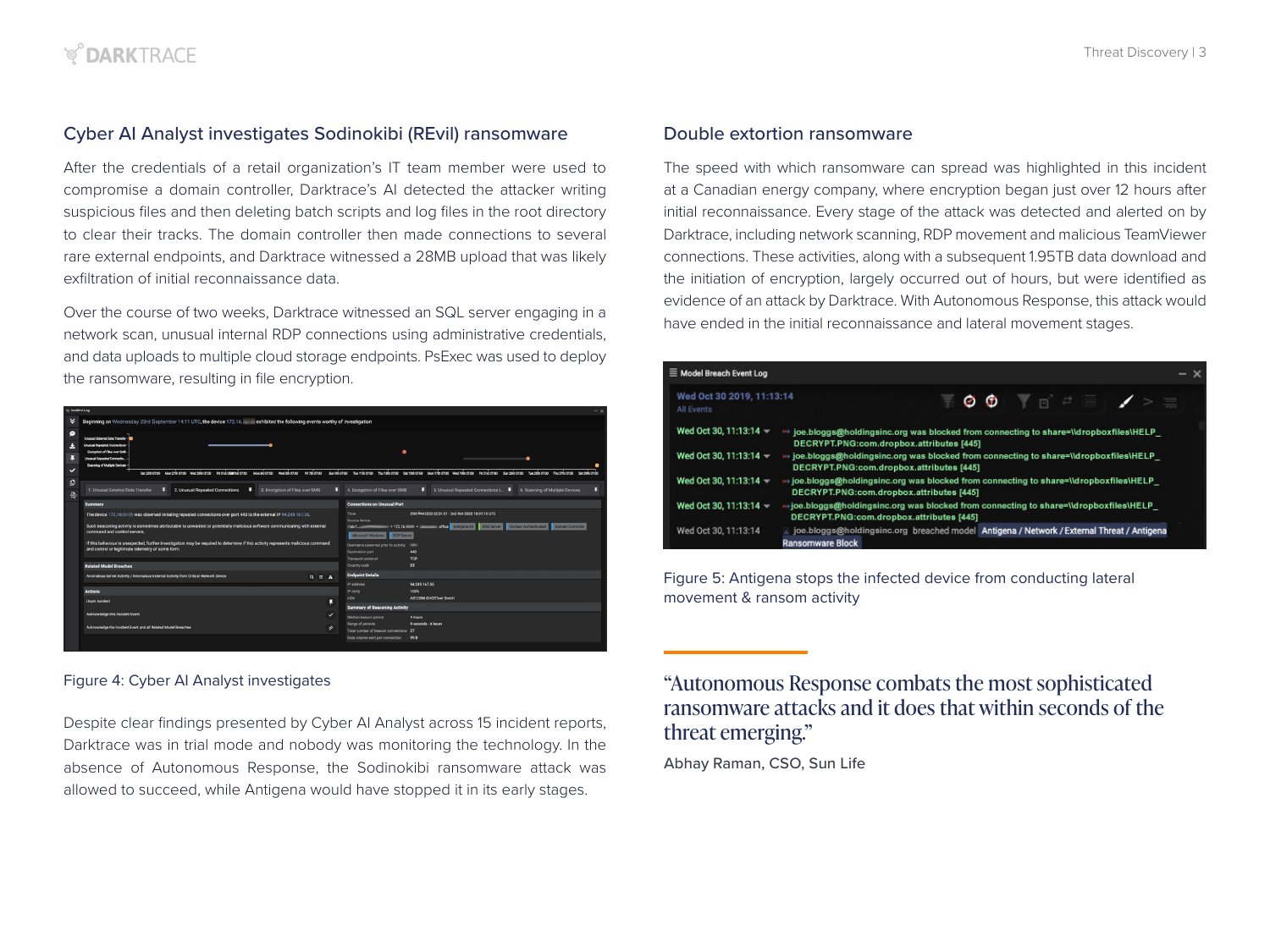## Cyber AI Analyst investigates Sodinokibi (REvil) ransomware

After the credentials of a retail organization's IT team member were used to compromise a domain controller, Darktrace's AI detected the attacker writing suspicious files and then deleting batch scripts and log files in the root directory to clear their tracks. The domain controller then made connections to several rare external endpoints, and Darktrace witnessed a 28MB upload that was likely exfiltration of initial reconnaissance data.

Over the course of two weeks, Darktrace witnessed an SQL server engaging in a network scan, unusual internal RDP connections using administrative credentials, and data uploads to multiple cloud storage endpoints. PsExec was used to deploy the ransomware, resulting in file encryption.

Figure 4: Cyber AI Analyst investigates

Despite clear findings presented by Cyber AI Analyst across 15 incident reports, Darktrace was in trial mode and nobody was monitoring the technology. In the absence of Autonomous Response, the Sodinokibi ransomware attack was allowed to succeed, while Antigena would have stopped it in its early stages.

## Double extortion ransomware

The speed with which ransomware can spread was highlighted in this incident at a Canadian energy company, where encryption began just over 12 hours after initial reconnaissance. Every stage of the attack was detected and alerted on by Darktrace, including network scanning, RDP movement and malicious TeamViewer connections. These activities, along with a subsequent 1.95TB data download and the initiation of encryption, largely occurred out of hours, but were identified as evidence of an attack by Darktrace. With Autonomous Response, this attack would have ended in the initial reconnaissance and lateral movement stages.

Figure 5: Antigena stops the infected device from conducting lateral movement & ransom activity

> "Autonomous Response combats the most sophisticated ransomware attacks and it does that within seconds of the threat emerging."
>
> Abhay Raman, CSO, Sun Life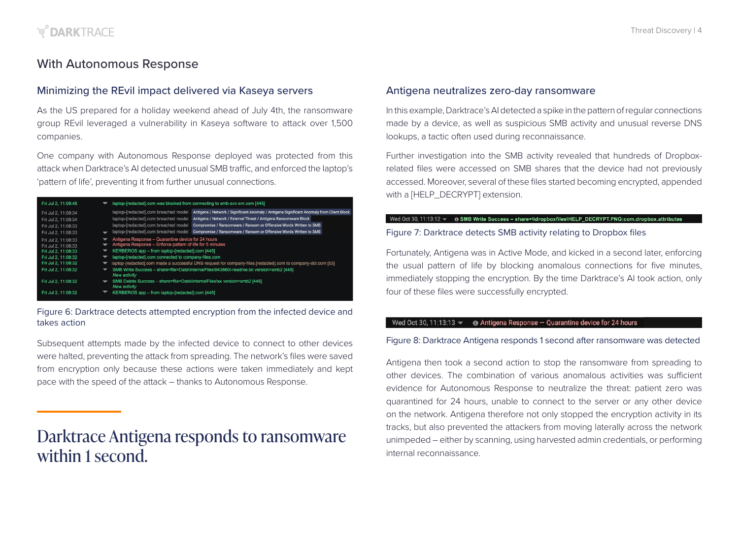## With Autonomous Response

### Minimizing the REvil impact delivered via Kaseya servers

As the US prepared for a holiday weekend ahead of July 4th, the ransomware group REvil leveraged a vulnerability in Kaseya software to attack over 1,500 companies.

One company with Autonomous Response deployed was protected from this attack when Darktrace's AI detected unusual SMB traffic, and enforced the laptop's 'pattern of life', preventing it from further unusual connections.

| | |
|---|---|
| Fri Jul 2, 11:08:48 | laptop-[redacted].com was blocked from connecting to smb-svc-svr.com [445] |
| Fri Jul 2, 11:08:34 | laptop-[redacted].com breached model Antigena / Network / Significant Anomaly / Antigena Significant Anomaly from Client Block |
| Fri Jul 2, 11:08:34 | laptop-[redacted].com breached model Antigena / Network / External Threat / Antigena Ransomware Block |
| Fri Jul 2, 11:08:33 | laptop-[redacted].com breached model Compromise / Ransomware / Ransom or Offensive Words Written to SMB |
| Fri Jul 2, 11:08:33 | laptop-[redacted].com breached model Compromise / Ransomware / Ransom or Offensive Words Written to SMB |
| Fri Jul 2, 11:08:33 | Antigena Response – Quarantine device for 24 hours |
| Fri Jul 2, 11:08:33 | Antigena Response – Enforce pattern of life for 5 minutes |
| Fri Jul 2, 11:08:33 | KERBEROS app – from laptop-[redacted].com [445] |
| Fri Jul 2, 11:08:32 | laptop-[redacted].com connected to company-files.com |
| Fri Jul 2, 11:08:32 | laptop-[redacted].com made a successful DNS request for company-files.[redacted].com to company-dcl.com [53] |
| Fri Jul 2, 11:08:32 | SMB Write Success – share=file=Data\InternalFiles\943860t-readme.txt version=smb2 [445] New activity |
| Fri Jul 2, 11:08:32 | SMB Delete Success – share=file=Data\InternalFiles\xx version=smb2 [445] New activity |
| Fri Jul 2, 11:08:32 | KERBEROS app – from laptop-[redacted].com [445] |

Figure 6: Darktrace detects attempted encryption from the infected device and takes action

Subsequent attempts made by the infected device to connect to other devices were halted, preventing the attack from spreading. The network's files were saved from encryption only because these actions were taken immediately and kept pace with the speed of the attack – thanks to Autonomous Response.

# Darktrace Antigena responds to ransomware within 1 second.

### Antigena neutralizes zero-day ransomware

In this example, Darktrace's AI detected a spike in the pattern of regular connections made by a device, as well as suspicious SMB activity and unusual reverse DNS lookups, a tactic often used during reconnaissance.

Further investigation into the SMB activity revealed that hundreds of Dropbox-related files were accessed on SMB shares that the device had not previously accessed. Moreover, several of these files started becoming encrypted, appended with a [HELP_DECRYPT] extension.

Wed Oct 30, 11:13:12 — SMB Write Success – share=\\dropboxfiles\HELP_DECRYPT.PNG:com.dropbox.attributes

Figure 7: Darktrace detects SMB activity relating to Dropbox files

Fortunately, Antigena was in Active Mode, and kicked in a second later, enforcing the usual pattern of life by blocking anomalous connections for five minutes, immediately stopping the encryption. By the time Darktrace's AI took action, only four of these files were successfully encrypted.

Wed Oct 30, 11:13:13 — Antigena Response — Quarantine device for 24 hours

Figure 8: Darktrace Antigena responds 1 second after ransomware was detected

Antigena then took a second action to stop the ransomware from spreading to other devices. The combination of various anomalous activities was sufficient evidence for Autonomous Response to neutralize the threat: patient zero was quarantined for 24 hours, unable to connect to the server or any other device on the network. Antigena therefore not only stopped the encryption activity in its tracks, but also prevented the attackers from moving laterally across the network unimpeded – either by scanning, using harvested admin credentials, or performing internal reconnaissance.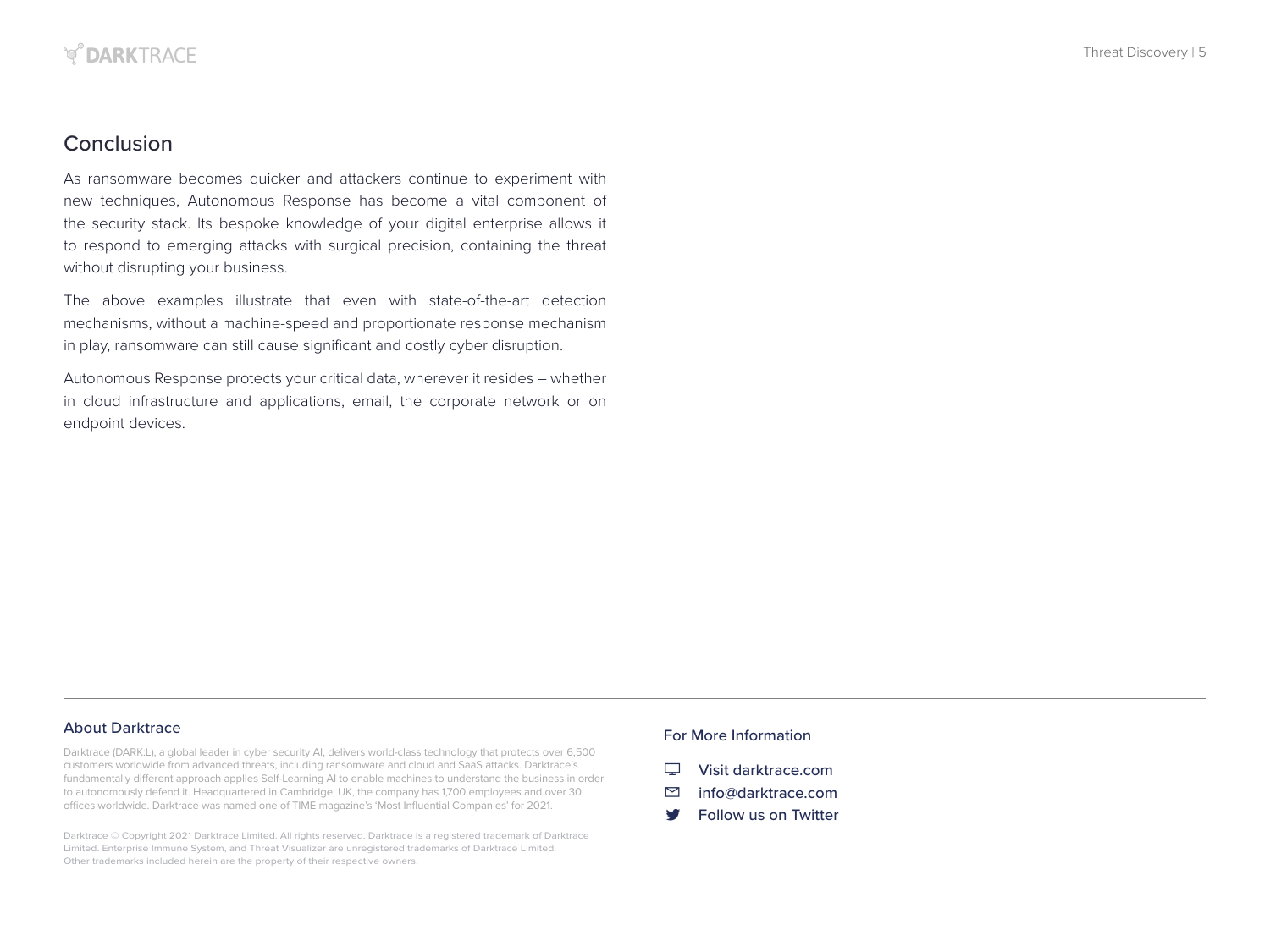## Conclusion

As ransomware becomes quicker and attackers continue to experiment with new techniques, Autonomous Response has become a vital component of the security stack. Its bespoke knowledge of your digital enterprise allows it to respond to emerging attacks with surgical precision, containing the threat without disrupting your business.

The above examples illustrate that even with state-of-the-art detection mechanisms, without a machine-speed and proportionate response mechanism in play, ransomware can still cause significant and costly cyber disruption.

Autonomous Response protects your critical data, wherever it resides – whether in cloud infrastructure and applications, email, the corporate network or on endpoint devices.

---

### About Darktrace

Darktrace (DARK:L), a global leader in cyber security AI, delivers world-class technology that protects over 6,500 customers worldwide from advanced threats, including ransomware and cloud and SaaS attacks. Darktrace's fundamentally different approach applies Self-Learning AI to enable machines to understand the business in order to autonomously defend it. Headquartered in Cambridge, UK, the company has 1,700 employees and over 30 offices worldwide. Darktrace was named one of TIME magazine's 'Most Influential Companies' for 2021.

Darktrace © Copyright 2021 Darktrace Limited. All rights reserved. Darktrace is a registered trademark of Darktrace Limited. Enterprise Immune System, and Threat Visualizer are unregistered trademarks of Darktrace Limited. Other trademarks included herein are the property of their respective owners.

### For More Information

- Visit darktrace.com
- info@darktrace.com
- Follow us on Twitter